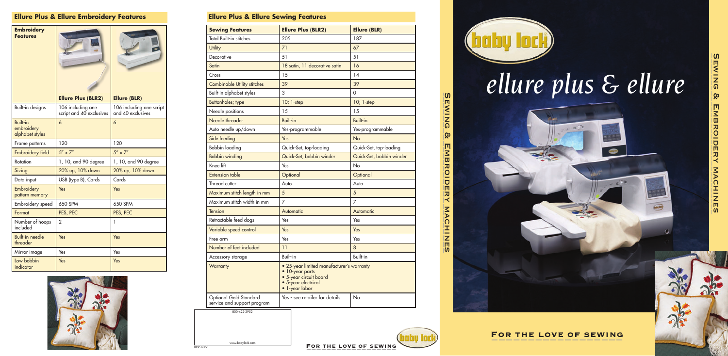## Ellure Plus & Ellure Embroidery Features

| Embroidery Features | Ellure Plus (BLR2) | Ellure (BLR) |
|---|---|---|
| Built-in designs | 106 including one script and 40 exclusives | 106 including one script and 40 exclusives |
| Built-in embroidery alphabet styles | 6 | 6 |
| Frame patterns | 120 | 120 |
| Embroidery field | 5" x 7" | 5" x 7" |
| Rotation | 1, 10, and 90 degree | 1, 10, and 90 degree |
| Sizing | 20% up, 10% down | 20% up, 10% down |
| Data input | USB (type B), Cards | Cards |
| Embroidery pattern memory | Yes | Yes |
| Embroidery speed | 650 SPM | 650 SPM |
| Format | PES, PEC | PES, PEC |
| Number of hoops included | 2 | 1 |
| Built-in needle threader | Yes | Yes |
| Mirror image | Yes | Yes |
| Low bobbin indicator | Yes | Yes |

## Ellure Plus & Ellure Sewing Features

| Sewing Features | Ellure Plus (BLR2) | Ellure (BLR) |
|---|---|---|
| Total Built-in stitches | 205 | 187 |
| Utility | 71 | 67 |
| Decorative | 51 | 51 |
| Satin | 18 satin, 11 decorative satin | 16 |
| Cross | 15 | 14 |
| Combinable Utility stitches | 39 | 39 |
| Built-in alphabet styles | 3 | 0 |
| Buttonholes; type | 10; 1-step | 10; 1-step |
| Needle positions | 15 | 15 |
| Needle threader | Built-in | Built-in |
| Auto needle up/down | Yes-programmable | Yes-programmable |
| Side feeding | Yes | No |
| Bobbin loading | Quick-Set, top-loading | Quick-Set, top-loading |
| Bobbin winding | Quick-Set, bobbin winder | Quick-Set, bobbin winder |
| Knee lift | Yes | No |
| Extension table | Optional | Optional |
| Thread cutter | Auto | Auto |
| Maximum stitch length in mm | 5 | 5 |
| Maximum stitch width in mm | 7 | 7 |
| Tension | Automatic | Automatic |
| Retractable feed dogs | Yes | Yes |
| Variable speed control | Yes | Yes |
| Free arm | Yes | Yes |
| Number of feet included | 11 | 8 |
| Accessory storage | Built-in | Built-in |
| Warranty | • 25-year limited manufacturer's warranty • 10-year parts • 5-year circuit board • 5-year electrical • 1-year labor | |
| Optional Gold Standard service and support program | Yes - see retailer for details | No |

800-422-2952

www.babylock.com

BSP-BLR2

baby lock

For the love of sewing

Sewing & Embroidery Machines

# baby lock

# *ellure plus & ellure*

Sewing & Embroidery Machines

For the love of sewing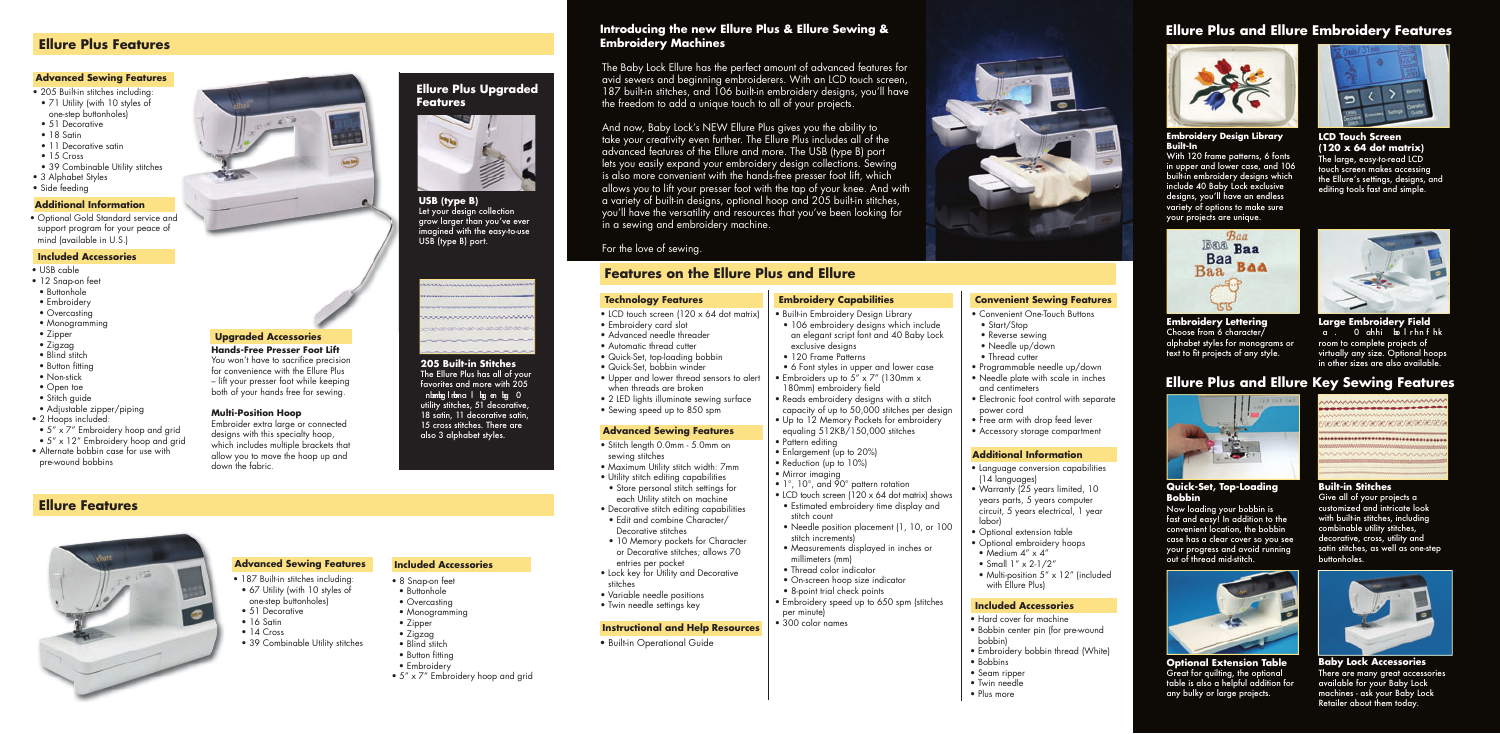## Ellure Plus Features

### Advanced Sewing Features

- 205 Built-in stitches including:
  - 71 Utility (with 10 styles of one-step buttonholes)
  - 51 Decorative
  - 18 Satin
  - 11 Decorative satin
  - 15 Cross
  - 39 Combinable Utility stitches
- 3 Alphabet Styles
- Side feeding

### Additional Information

- Optional Gold Standard service and support program for your peace of mind (available in U.S.)

### Included Accessories

- USB cable
- 12 Snap-on feet
  - Buttonhole
  - Embroidery
  - Overcasting
  - Monogramming
  - Zipper
  - Zigzag
  - Blind stitch
  - Button fitting
  - Non-stick
  - Open toe
  - Stitch guide
  - Adjustable zipper/piping
- 2 Hoops included:
  - 5" x 7" Embroidery hoop and grid
  - 5" x 12" Embroidery hoop and grid
- Alternate bobbin case for use with pre-wound bobbins

### Upgraded Accessories

**Hands-Free Presser Foot Lift**
You won't have to sacrifice precision for convenience with the Ellure Plus – lift your presser foot while keeping both of your hands free for sewing.

**Multi-Position Hoop**
Embroider extra large or connected designs with this specialty hoop, which includes multiple brackets that allow you to move the hoop up and down the fabric.

## Ellure Plus Upgraded Features

**USB (type B)**
Let your design collection grow larger than you've ever imagined with the easy-to-use USB (type B) port.

**205 Built-in Stitches**
The Ellure Plus has all of your favorites and more with 205 stitches, including 71 utility stitches, 51 decorative, 18 satin, 11 decorative satin, 15 cross stitches. There are also 3 alphabet styles.

## Ellure Features

### Advanced Sewing Features

- 187 Built-in stitches including:
  - 67 Utility (with 10 styles of one-step buttonholes)
  - 51 Decorative
  - 16 Satin
  - 14 Cross
  - 39 Combinable Utility stitches

### Included Accessories

- 8 Snap-on feet
  - Buttonhole
  - Overcasting
  - Monogramming
  - Zipper
  - Zigzag
  - Blind stitch
  - Button fitting
  - Embroidery
- 5" x 7" Embroidery hoop and grid

## Introducing the new Ellure Plus & Ellure Sewing & Embroidery Machines

The Baby Lock Ellure has the perfect amount of advanced features for avid sewers and beginning embroiderers. With an LCD touch screen, 187 built-in stitches, and 106 built-in embroidery designs, you'll have the freedom to add a unique touch to all of your projects.

And now, Baby Lock's NEW Ellure Plus gives you the ability to take your creativity even further. The Ellure Plus includes all of the advanced features of the Ellure and more. The USB (type B) port lets you easily expand your embroidery design collections. Sewing is also more convenient with the hands-free presser foot lift, which allows you to lift your presser foot with the tap of your knee. And with a variety of built-in designs, optional hoop and 205 built-in stitches, you'll have the versatility and resources that you've been looking for in a sewing and embroidery machine.

For the love of sewing.

## Features on the Ellure Plus and Ellure

### Technology Features

- LCD touch screen (120 x 64 dot matrix)
- Embroidery card slot
- Advanced needle threader
- Automatic thread cutter
- Quick-Set, top-loading bobbin
- Quick-Set, bobbin winder
- Upper and lower thread sensors to alert when threads are broken
- 2 LED lights illuminate sewing surface
- Sewing speed up to 850 spm

### Advanced Sewing Features

- Stitch length 0.0mm - 5.0mm on sewing stitches
- Maximum Utility stitch width: 7mm
- Utility stitch editing capabilities
  - Store personal stitch settings for each Utility stitch on machine
- Decorative stitch editing capabilities
  - Edit and combine Character/Decorative stitches
  - 10 Memory pockets for Character or Decorative stitches; allows 70 entries per pocket
- Lock key for Utility and Decorative stitches
- Variable needle positions
- Twin needle settings key

### Instructional and Help Resources

- Built-in Operational Guide

### Embroidery Capabilities

- Built-in Embroidery Design Library
  - 106 embroidery designs which include an elegant script font and 40 Baby Lock exclusive designs
  - 120 Frame Patterns
  - 6 Font styles in upper and lower case
- Embroiders up to 5" x 7" (130mm x 180mm) embroidery field
- Reads embroidery designs with a stitch capacity of up to 50,000 stitches per design
- Up to 12 Memory Pockets for embroidery equaling 512KB/150,000 stitches
- Pattern editing
- Enlargement (up to 20%)
- Reduction (up to 10%)
- Mirror imaging
- 1°, 10°, and 90° pattern rotation
- LCD touch screen (120 x 64 dot matrix) shows
  - Estimated embroidery time display and stitch count
  - Needle position placement (1, 10, or 100 stitch increments)
  - Measurements displayed in inches or millimeters (mm)
  - Thread color indicator
  - On-screen hoop size indicator
  - 8-point trial check points
- Embroidery speed up to 650 spm (stitches per minute)
- 300 color names

### Convenient Sewing Features

- Convenient One-Touch Buttons
  - Start/Stop
  - Reverse sewing
  - Needle up/down
  - Thread cutter
- Programmable needle up/down
- Needle plate with scale in inches and centimeters
- Electronic foot control with separate power cord
- Free arm with drop feed lever
- Accessory storage compartment

### Additional Information

- Language conversion capabilities (14 languages)
- Warranty (25 years limited, 10 years parts, 5 years computer circuit, 5 years electrical, 1 year labor)
- Optional extension table
- Optional embroidery hoops
  - Medium 4" x 4"
  - Small 1" x 2-1/2"
  - Multi-position 5" x 12" (included with Ellure Plus)

### Included Accessories

- Hard cover for machine
- Bobbin center pin (for pre-wound bobbin)
- Embroidery bobbin thread (White)
- Bobbins
- Seam ripper
- Twin needle
- Plus more

## Ellure Plus and Ellure Embroidery Features

**Embroidery Design Library Built-In**
With 120 frame patterns, 6 fonts in upper and lower case, and 106 built-in embroidery designs which include 40 Baby Lock exclusive designs, you'll have an endless variety of options to make sure your projects are unique.

**LCD Touch Screen (120 x 64 dot matrix)**
The large, easy-to-read LCD touch screen makes accessing the Ellure's settings, designs, and editing tools fast and simple.

**Embroidery Lettering**
Choose from 6 character/alphabet styles for monograms or text to fit projects of any style.

**Large Embroidery Field**
A 5" x 7" embroidery field gives you plenty of room to complete projects of virtually any size. Optional hoops in other sizes are also available.

## Ellure Plus and Ellure Key Sewing Features

**Quick-Set, Top-Loading Bobbin**
Now loading your bobbin is fast and easy! In addition to the convenient location, the bobbin case has a clear cover so you see your progress and avoid running out of thread mid-stitch.

**Built-in Stitches**
Give all of your projects a customized and intricate look with built-in stitches, including combinable utility stitches, decorative, cross, utility and satin stitches, as well as one-step buttonholes.

**Optional Extension Table**
Great for quilting, the optional table is also a helpful addition for any bulky or large projects.

**Baby Lock Accessories**
There are many great accessories available for your Baby Lock machines - ask your Baby Lock Retailer about them today.